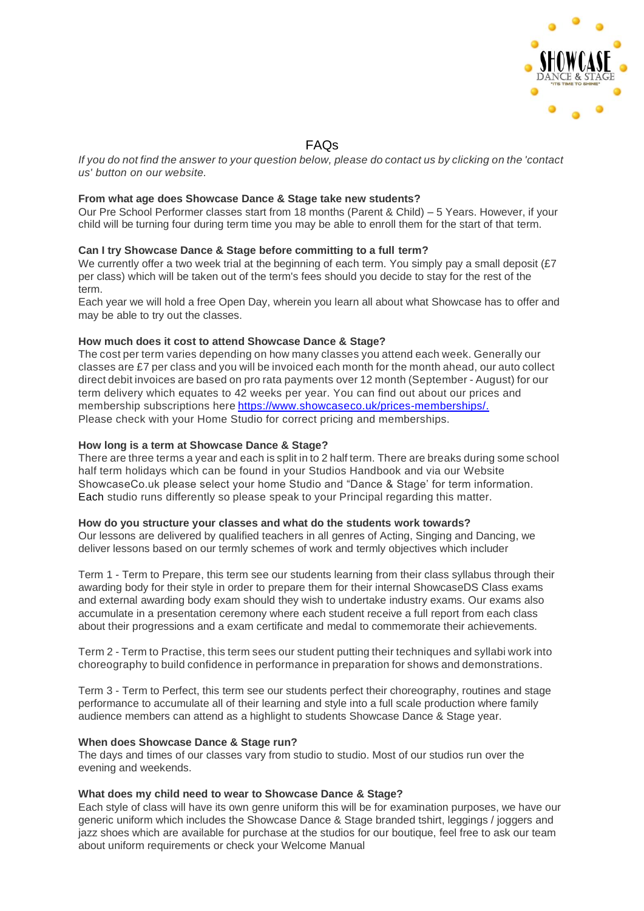# FAQs

*If you do not find the answer to your question below, please do contact us by clicking on the 'contact us' button on our website.*

**From what age does Showcase Dance & Stage take new students?**

Our Pre School Performer classes start from 18 months (Parent & Child) – 5 Years. However, if your child will be turning four during term time you may be able to enroll them for the start of that term.

**Can I try Showcase Dance & Stage before committing to a full term?**

We currently offer a two week trial at the beginning of each term. You simply pay a small deposit (£7 per class) which will be taken out of the term's fees should you decide to stay for the rest of the term.

Each year we will hold a free Open Day, wherein you learn all about what Showcase has to offer and may be able to try out the classes.

**How much does it cost to attend Showcase Dance & Stage?**

The cost per term varies depending on how many classes you attend each week. Generally our classes are £7 per class and you will be invoiced each month for the month ahead, our auto collect direct debit invoices are based on pro rata payments over 12 month (September - August) for our term delivery which equates to 42 weeks per year. You can find out about our prices and membership subscriptions here [https://www.showcaseco.uk/prices-memberships/.](https://www.showcaseco.uk/prices-memberships/)

Please check with your Home Studio for correct pricing and memberships.

**How long is a term at Showcase Dance & Stage?**

There are three terms a year and each is split in to 2 half term. There are breaks during some school half term holidays which can be found in your Studios Handbook and via our Website ShowcaseCo.uk please select your home Studio and "Dance & Stage' for term information. Each studio runs differently so please speak to your Principal regarding this matter.

**How do you structure your classes and what do the students work towards?**

Our lessons are delivered by qualified teachers in all genres of Acting, Singing and Dancing, we deliver lessons based on our termly schemes of work and termly objectives which includer

Term 1 - Term to Prepare, this term see our students learning from their class syllabus through their awarding body for their style in order to prepare them for their internal ShowcaseDS Class exams and external awarding body exam should they wish to undertake industry exams. Our exams also accumulate in a presentation ceremony where each student receive a full report from each class about their progressions and a exam certificate and medal to commemorate their achievements.

Term 2 - Term to Practise, this term sees our student putting their techniques and syllabi work into choreography to build confidence in performance in preparation for shows and demonstrations.

Term 3 - Term to Perfect, this term see our students perfect their choreography, routines and stage performance to accumulate all of their learning and style into a full scale production where family audience members can attend as a highlight to students Showcase Dance & Stage year.

**When does Showcase Dance & Stage run?**

The days and times of our classes vary from studio to studio. Most of our studios run over the evening and weekends.

**What does my child need to wear to Showcase Dance & Stage?**

Each style of class will have its own genre uniform this will be for examination purposes, we have our generic uniform which includes the Showcase Dance & Stage branded tshirt, leggings / joggers and jazz shoes which are available for purchase at the studios for our boutique, feel free to ask our team about uniform requirements or check your Welcome Manual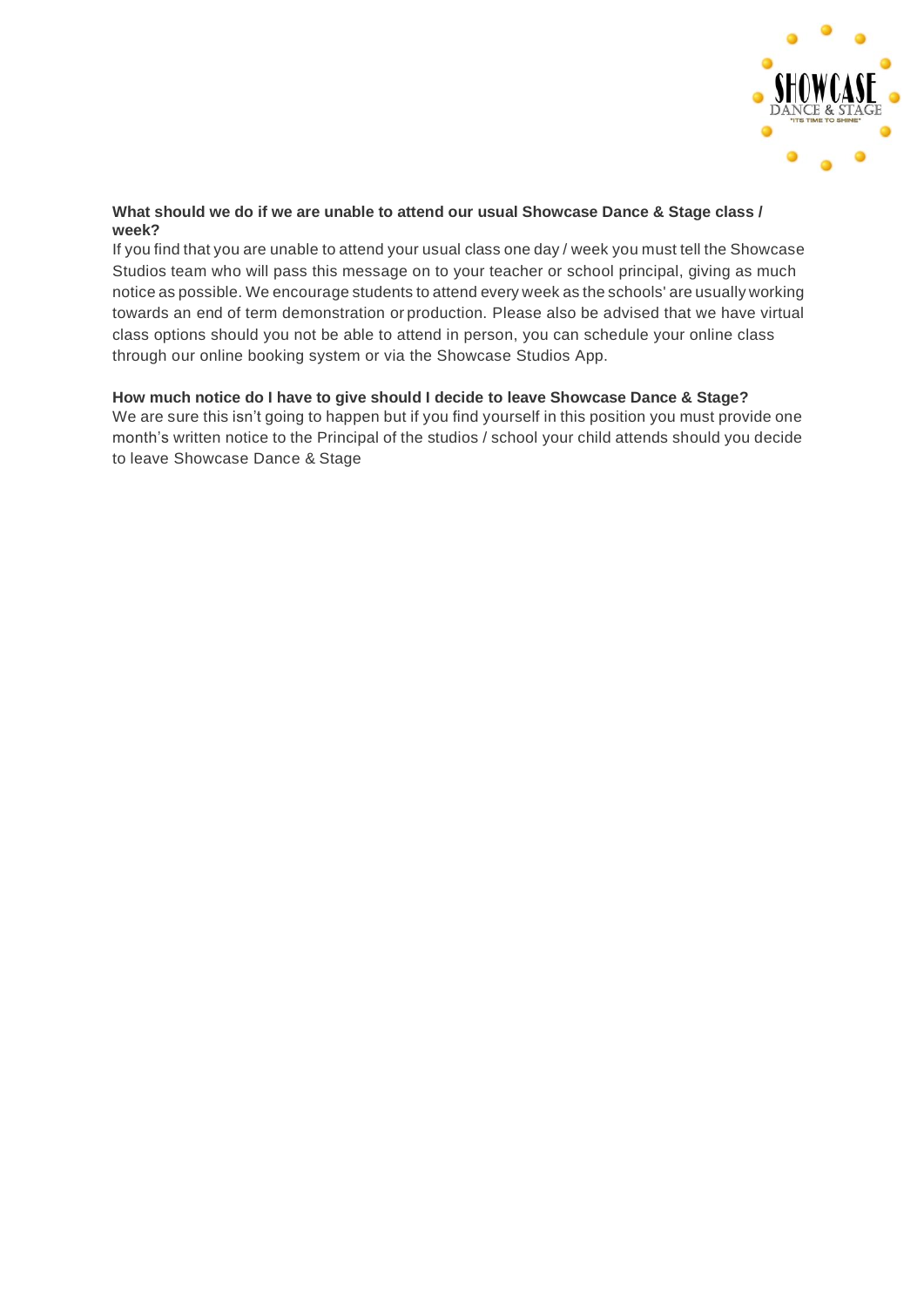**What should we do if we are unable to attend our usual Showcase Dance & Stage class / week?**

If you find that you are unable to attend your usual class one day / week you must tell the Showcase Studios team who will pass this message on to your teacher or school principal, giving as much notice as possible. We encourage students to attend every week as the schools' are usually working towards an end of term demonstration or production. Please also be advised that we have virtual class options should you not be able to attend in person, you can schedule your online class through our online booking system or via the Showcase Studios App.

**How much notice do I have to give should I decide to leave Showcase Dance & Stage?**

We are sure this isn't going to happen but if you find yourself in this position you must provide one month's written notice to the Principal of the studios / school your child attends should you decide to leave Showcase Dance & Stage